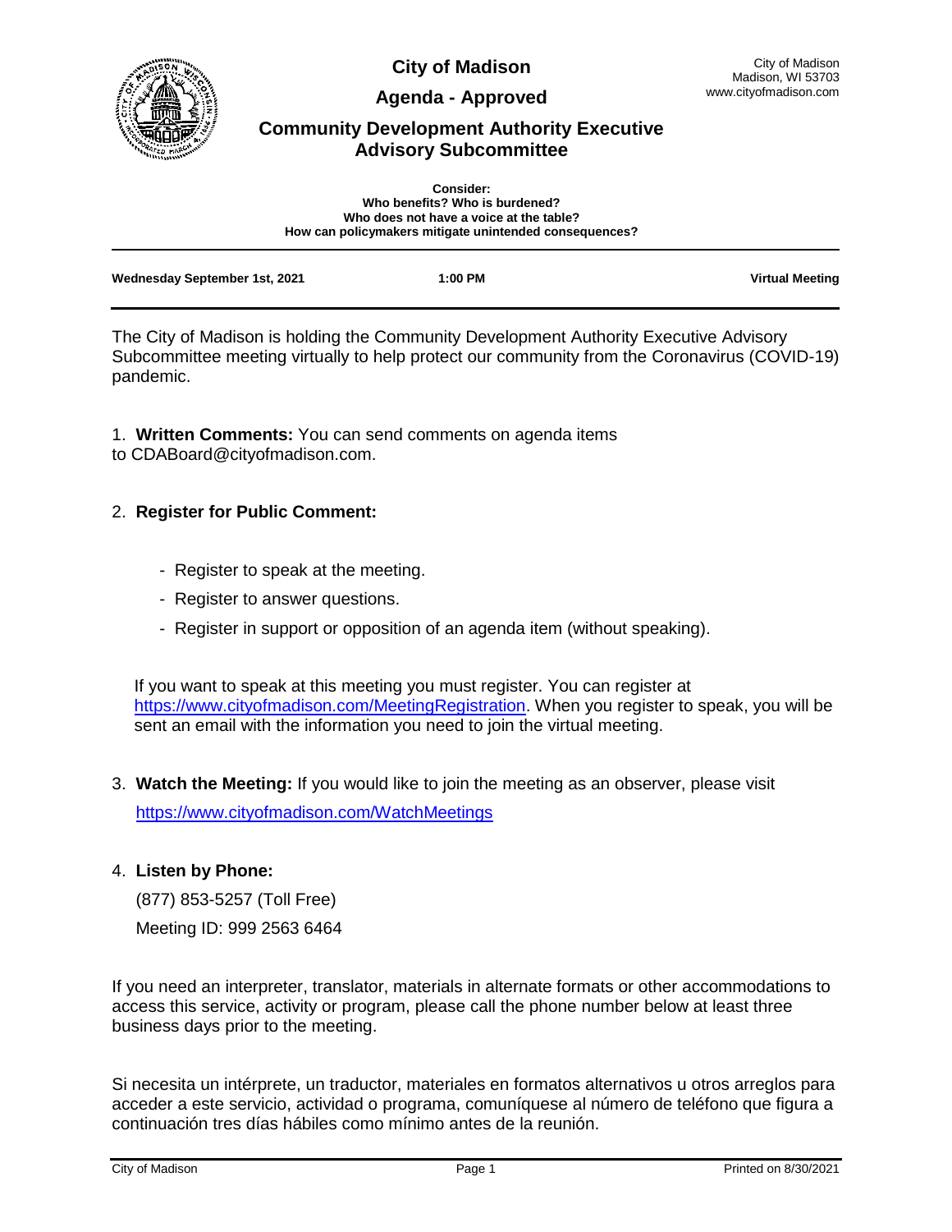# City of Madison

## Agenda - Approved

## Community Development Authority Executive Advisory Subcommittee

City of Madison
Madison, WI 53703
www.cityofmadison.com

**Consider:**
**Who benefits? Who is burdened?**
**Who does not have a voice at the table?**
**How can policymakers mitigate unintended consequences?**

**Wednesday September 1st, 2021** | **1:00 PM** | **Virtual Meeting**

The City of Madison is holding the Community Development Authority Executive Advisory Subcommittee meeting virtually to help protect our community from the Coronavirus (COVID-19) pandemic.

1. **Written Comments:** You can send comments on agenda items to CDABoard@cityofmadison.com.

2. **Register for Public Comment:**

   - Register to speak at the meeting.
   - Register to answer questions.
   - Register in support or opposition of an agenda item (without speaking).

   If you want to speak at this meeting you must register. You can register at https://www.cityofmadison.com/MeetingRegistration. When you register to speak, you will be sent an email with the information you need to join the virtual meeting.

3. **Watch the Meeting:** If you would like to join the meeting as an observer, please visit https://www.cityofmadison.com/WatchMeetings

4. **Listen by Phone:**

   (877) 853-5257 (Toll Free)

   Meeting ID: 999 2563 6464

If you need an interpreter, translator, materials in alternate formats or other accommodations to access this service, activity or program, please call the phone number below at least three business days prior to the meeting.

Si necesita un intérprete, un traductor, materiales en formatos alternativos u otros arreglos para acceder a este servicio, actividad o programa, comuníquese al número de teléfono que figura a continuación tres días hábiles como mínimo antes de la reunión.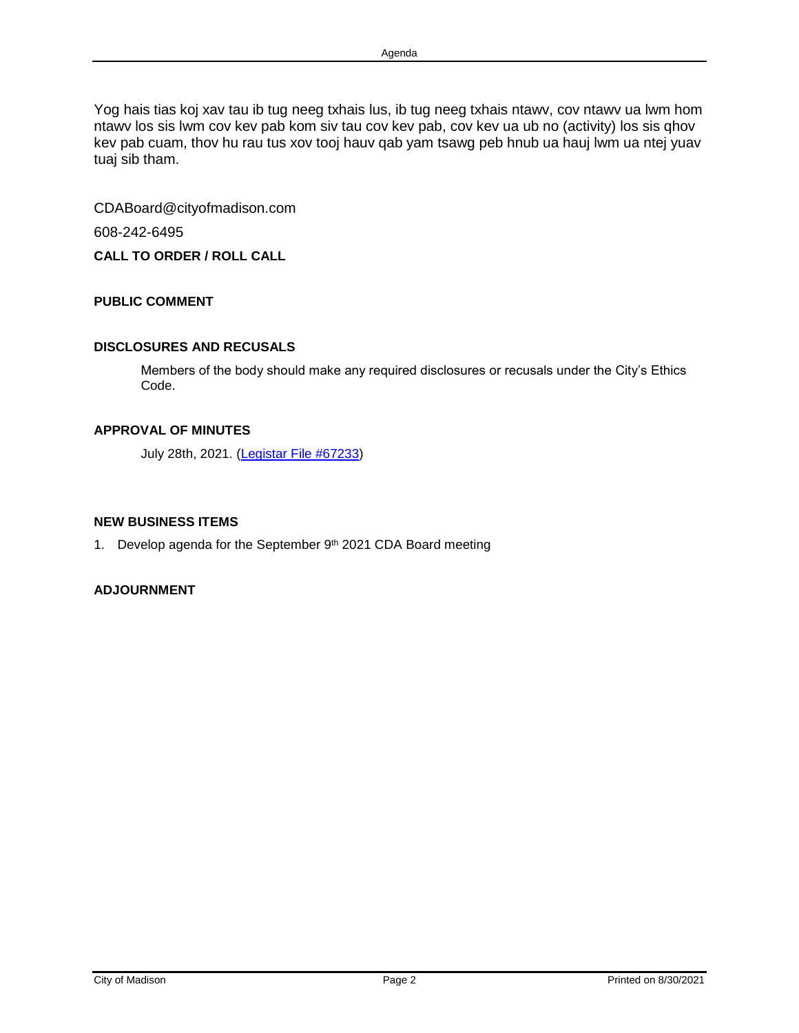Yog hais tias koj xav tau ib tug neeg txhais lus, ib tug neeg txhais ntawv, cov ntawv ua lwm hom ntawv los sis lwm cov kev pab kom siv tau cov kev pab, cov kev ua ub no (activity) los sis qhov kev pab cuam, thov hu rau tus xov tooj hauv qab yam tsawg peb hnub ua hauj lwm ua ntej yuav tuaj sib tham.

CDABoard@cityofmadison.com

608-242-6495

**CALL TO ORDER / ROLL CALL**

**PUBLIC COMMENT**

**DISCLOSURES AND RECUSALS**

Members of the body should make any required disclosures or recusals under the City's Ethics Code.

**APPROVAL OF MINUTES**

July 28th, 2021. (Legistar File #67233)

**NEW BUSINESS ITEMS**

1. Develop agenda for the September 9th 2021 CDA Board meeting

**ADJOURNMENT**